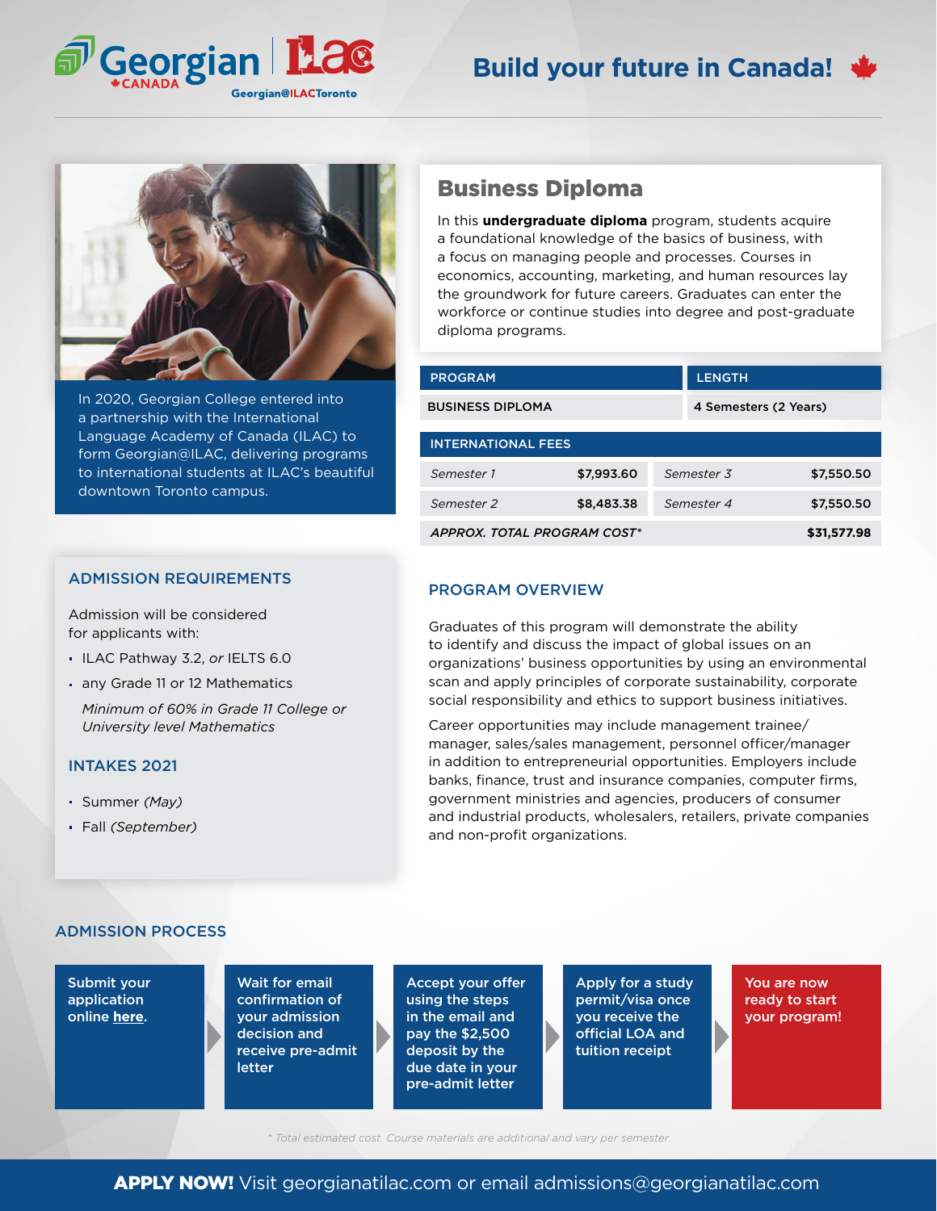Georgian CANADA | ILAC Georgian@ILACToronto

# Build your future in Canada!

In 2020, Georgian College entered into a partnership with the International Language Academy of Canada (ILAC) to form Georgian@ILAC, delivering programs to international students at ILAC's beautiful downtown Toronto campus.

## Business Diploma

In this **undergraduate diploma** program, students acquire a foundational knowledge of the basics of business, with a focus on managing people and processes. Courses in economics, accounting, marketing, and human resources lay the groundwork for future careers. Graduates can enter the workforce or continue studies into degree and post-graduate diploma programs.

| PROGRAM | LENGTH |
| --- | --- |
| BUSINESS DIPLOMA | 4 Semesters (2 Years) |

| INTERNATIONAL FEES | | | |
| --- | --- | --- | --- |
| *Semester 1* | $7,993.60 | *Semester 3* | $7,550.50 |
| *Semester 2* | $8,483.38 | *Semester 4* | $7,550.50 |
| *APPROX. TOTAL PROGRAM COST** | | | $31,577.98 |

### ADMISSION REQUIREMENTS

Admission will be considered for applicants with:

- ILAC Pathway 3.2, *or* IELTS 6.0
- any Grade 11 or 12 Mathematics

  *Minimum of 60% in Grade 11 College or University level Mathematics*

### INTAKES 2021

- Summer *(May)*
- Fall *(September)*

### PROGRAM OVERVIEW

Graduates of this program will demonstrate the ability to identify and discuss the impact of global issues on an organizations' business opportunities by using an environmental scan and apply principles of corporate sustainability, corporate social responsibility and ethics to support business initiatives.

Career opportunities may include management trainee/manager, sales/sales management, personnel officer/manager in addition to entrepreneurial opportunities. Employers include banks, finance, trust and insurance companies, computer firms, government ministries and agencies, producers of consumer and industrial products, wholesalers, retailers, private companies and non-profit organizations.

### ADMISSION PROCESS

1. Submit your application online **here**.
2. Wait for email confirmation of your admission decision and receive pre-admit letter
3. Accept your offer using the steps in the email and pay the $2,500 deposit by the due date in your pre-admit letter
4. Apply for a study permit/visa once you receive the official LOA and tuition receipt
5. You are now ready to start your program!

*\* Total estimated cost. Course materials are additional and vary per semester*

**APPLY NOW!** Visit georgianatilac.com or email admissions@georgianatilac.com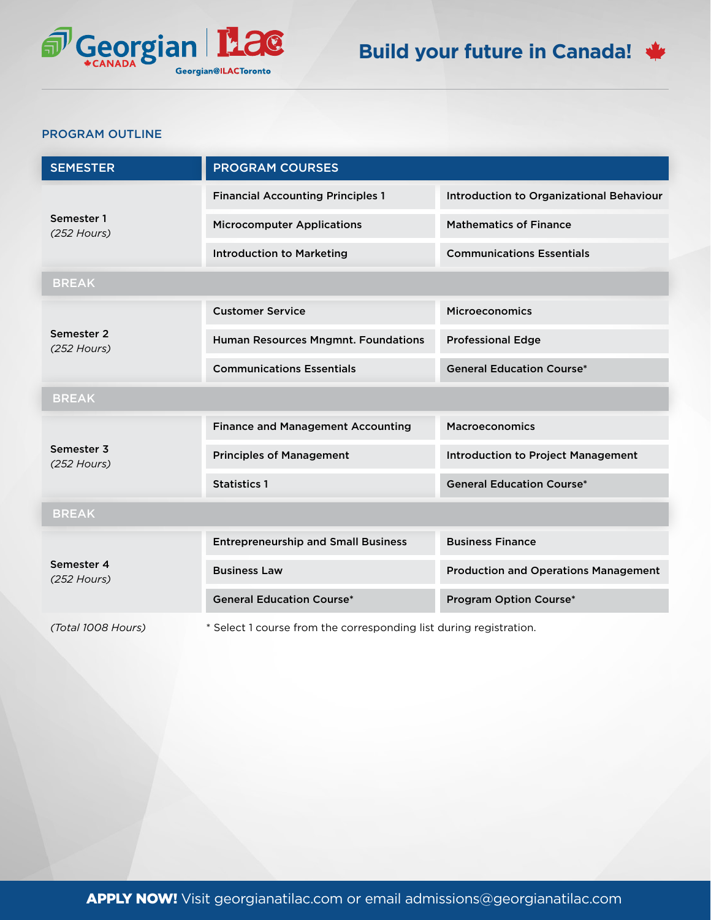Georgian CANADA | ILAC Georgian@ILACToronto

## Build your future in Canada!

### PROGRAM OUTLINE

| SEMESTER | PROGRAM COURSES | |
|---|---|---|
| Semester 1 *(252 Hours)* | Financial Accounting Principles 1 | Introduction to Organizational Behaviour |
| | Microcomputer Applications | Mathematics of Finance |
| | Introduction to Marketing | Communications Essentials |
| BREAK | | |
| Semester 2 *(252 Hours)* | Customer Service | Microeconomics |
| | Human Resources Mngmnt. Foundations | Professional Edge |
| | Communications Essentials | General Education Course* |
| BREAK | | |
| Semester 3 *(252 Hours)* | Finance and Management Accounting | Macroeconomics |
| | Principles of Management | Introduction to Project Management |
| | Statistics 1 | General Education Course* |
| BREAK | | |
| Semester 4 *(252 Hours)* | Entrepreneurship and Small Business | Business Finance |
| | Business Law | Production and Operations Management |
| | General Education Course* | Program Option Course* |
| *(Total 1008 Hours)* | * Select 1 course from the corresponding list during registration. | |

**APPLY NOW!** Visit georgianatilac.com or email admissions@georgianatilac.com